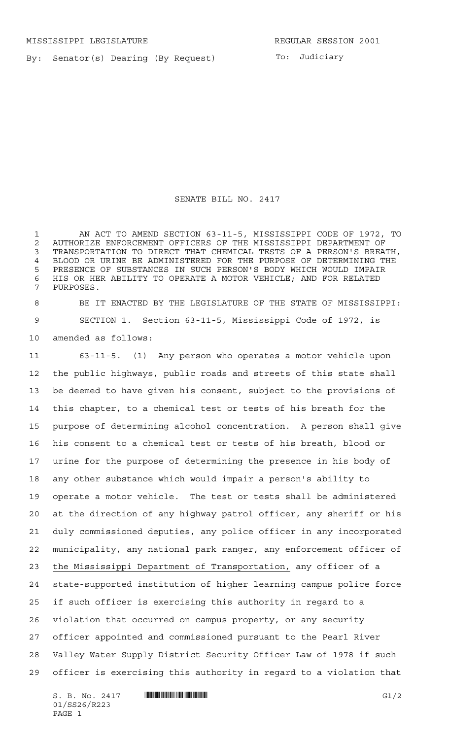MISSISSIPPI LEGISLATURE REGULAR SESSION 2001

By: Senator(s) Dearing (By Request)

To: Judiciary

# SENATE BILL NO. 2417

AN ACT TO AMEND SECTION 63-11-5, MISSISSIPPI CODE OF 1972, TO AUTHORIZE ENFORCEMENT OFFICERS OF THE MISSISSIPPI DEPARTMENT OF TRANSPORTATION TO DIRECT THAT CHEMICAL TESTS OF A PERSON'S BREATH, BLOOD OR URINE BE ADMINISTERED FOR THE PURPOSE OF DETERMINING THE PRESENCE OF SUBSTANCES IN SUCH PERSON'S BODY WHICH WOULD IMPAIR HIS OR HER ABILITY TO OPERATE A MOTOR VEHICLE; AND FOR RELATED PURPOSES.

BE IT ENACTED BY THE LEGISLATURE OF THE STATE OF MISSISSIPPI:

SECTION 1. Section 63-11-5, Mississippi Code of 1972, is amended as follows:

63-11-5. (1) Any person who operates a motor vehicle upon the public highways, public roads and streets of this state shall be deemed to have given his consent, subject to the provisions of this chapter, to a chemical test or tests of his breath for the purpose of determining alcohol concentration. A person shall give his consent to a chemical test or tests of his breath, blood or urine for the purpose of determining the presence in his body of any other substance which would impair a person's ability to operate a motor vehicle. The test or tests shall be administered at the direction of any highway patrol officer, any sheriff or his duly commissioned deputies, any police officer in any incorporated municipality, any national park ranger, <u>any enforcement officer of the Mississippi Department of Transportation,</u> any officer of a state-supported institution of higher learning campus police force if such officer is exercising this authority in regard to a violation that occurred on campus property, or any security officer appointed and commissioned pursuant to the Pearl River Valley Water Supply District Security Officer Law of 1978 if such officer is exercising this authority in regard to a violation that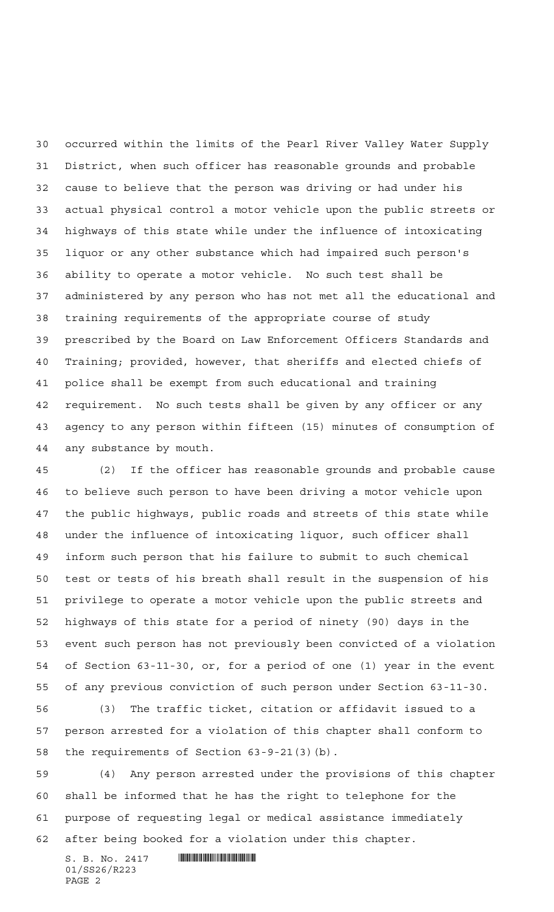occurred within the limits of the Pearl River Valley Water Supply District, when such officer has reasonable grounds and probable cause to believe that the person was driving or had under his actual physical control a motor vehicle upon the public streets or highways of this state while under the influence of intoxicating liquor or any other substance which had impaired such person's ability to operate a motor vehicle. No such test shall be administered by any person who has not met all the educational and training requirements of the appropriate course of study prescribed by the Board on Law Enforcement Officers Standards and Training; provided, however, that sheriffs and elected chiefs of police shall be exempt from such educational and training requirement. No such tests shall be given by any officer or any agency to any person within fifteen (15) minutes of consumption of any substance by mouth.

(2) If the officer has reasonable grounds and probable cause to believe such person to have been driving a motor vehicle upon the public highways, public roads and streets of this state while under the influence of intoxicating liquor, such officer shall inform such person that his failure to submit to such chemical test or tests of his breath shall result in the suspension of his privilege to operate a motor vehicle upon the public streets and highways of this state for a period of ninety (90) days in the event such person has not previously been convicted of a violation of Section 63-11-30, or, for a period of one (1) year in the event of any previous conviction of such person under Section 63-11-30.

(3) The traffic ticket, citation or affidavit issued to a person arrested for a violation of this chapter shall conform to the requirements of Section 63-9-21(3)(b).

(4) Any person arrested under the provisions of this chapter shall be informed that he has the right to telephone for the purpose of requesting legal or medical assistance immediately after being booked for a violation under this chapter.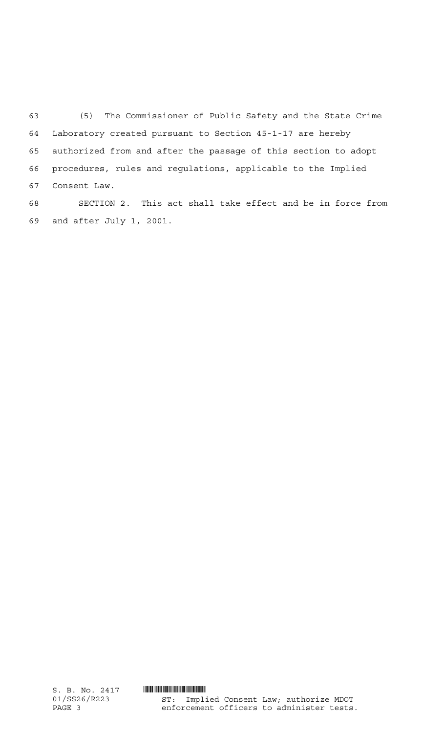(5) The Commissioner of Public Safety and the State Crime Laboratory created pursuant to Section 45-1-17 are hereby authorized from and after the passage of this section to adopt procedures, rules and regulations, applicable to the Implied Consent Law.

SECTION 2. This act shall take effect and be in force from and after July 1, 2001.

S. B. No. 2417
01/SS26/R223
ST: Implied Consent Law; authorize MDOT enforcement officers to administer tests.